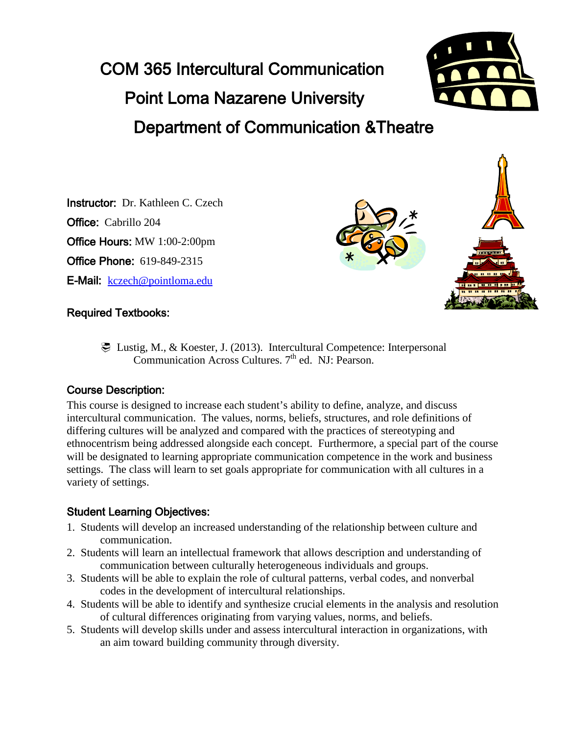# COM 365 Intercultural Communication

# Point Loma Nazarene University

# Department of Communication &Theatre

**Instructor:** Dr. Kathleen C. Czech

**Office:** Cabrillo 204

**Office Hours:** MW 1:00-2:00pm

**Office Phone:** 619-849-2315

**E-Mail:** kczech@pointloma.edu

## Required Textbooks:

- Lustig, M., & Koester, J. (2013). Intercultural Competence: Interpersonal Communication Across Cultures. 7th ed. NJ: Pearson.

## Course Description:

This course is designed to increase each student's ability to define, analyze, and discuss intercultural communication. The values, norms, beliefs, structures, and role definitions of differing cultures will be analyzed and compared with the practices of stereotyping and ethnocentrism being addressed alongside each concept. Furthermore, a special part of the course will be designated to learning appropriate communication competence in the work and business settings. The class will learn to set goals appropriate for communication with all cultures in a variety of settings.

## Student Learning Objectives:

1. Students will develop an increased understanding of the relationship between culture and communication.
2. Students will learn an intellectual framework that allows description and understanding of communication between culturally heterogeneous individuals and groups.
3. Students will be able to explain the role of cultural patterns, verbal codes, and nonverbal codes in the development of intercultural relationships.
4. Students will be able to identify and synthesize crucial elements in the analysis and resolution of cultural differences originating from varying values, norms, and beliefs.
5. Students will develop skills under and assess intercultural interaction in organizations, with an aim toward building community through diversity.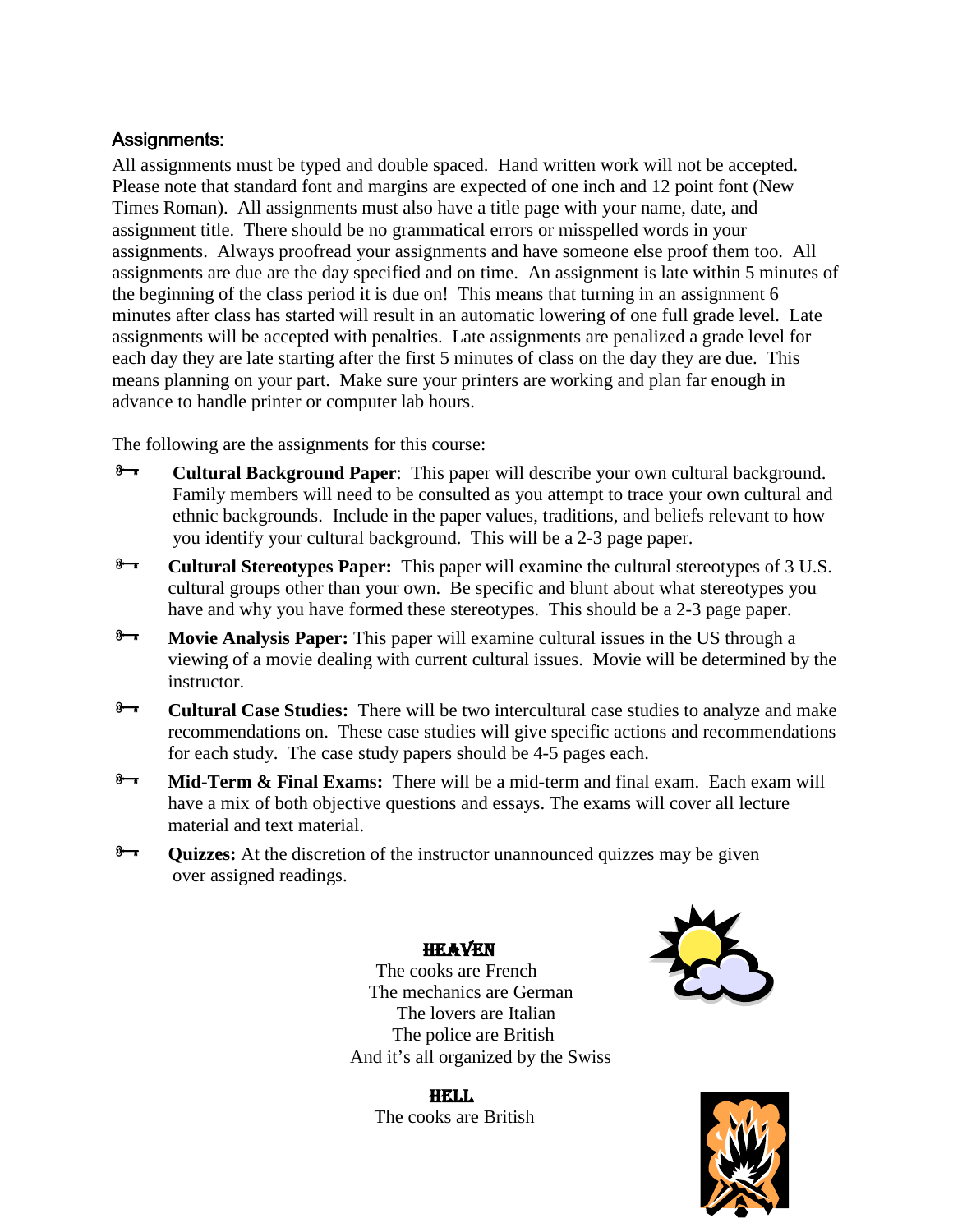## Assignments:

All assignments must be typed and double spaced. Hand written work will not be accepted. Please note that standard font and margins are expected of one inch and 12 point font (New Times Roman). All assignments must also have a title page with your name, date, and assignment title. There should be no grammatical errors or misspelled words in your assignments. Always proofread your assignments and have someone else proof them too. All assignments are due are the day specified and on time. An assignment is late within 5 minutes of the beginning of the class period it is due on! This means that turning in an assignment 6 minutes after class has started will result in an automatic lowering of one full grade level. Late assignments will be accepted with penalties. Late assignments are penalized a grade level for each day they are late starting after the first 5 minutes of class on the day they are due. This means planning on your part. Make sure your printers are working and plan far enough in advance to handle printer or computer lab hours.

The following are the assignments for this course:

- **Cultural Background Paper**: This paper will describe your own cultural background. Family members will need to be consulted as you attempt to trace your own cultural and ethnic backgrounds. Include in the paper values, traditions, and beliefs relevant to how you identify your cultural background. This will be a 2-3 page paper.
- **Cultural Stereotypes Paper:** This paper will examine the cultural stereotypes of 3 U.S. cultural groups other than your own. Be specific and blunt about what stereotypes you have and why you have formed these stereotypes. This should be a 2-3 page paper.
- **Movie Analysis Paper:** This paper will examine cultural issues in the US through a viewing of a movie dealing with current cultural issues. Movie will be determined by the instructor.
- **Cultural Case Studies:** There will be two intercultural case studies to analyze and make recommendations on. These case studies will give specific actions and recommendations for each study. The case study papers should be 4-5 pages each.
- **Mid-Term & Final Exams:** There will be a mid-term and final exam. Each exam will have a mix of both objective questions and essays. The exams will cover all lecture material and text material.
- **Quizzes:** At the discretion of the instructor unannounced quizzes may be given over assigned readings.

**HEAVEN**

The cooks are French
The mechanics are German
The lovers are Italian
The police are British
And it's all organized by the Swiss

**HELL**

The cooks are British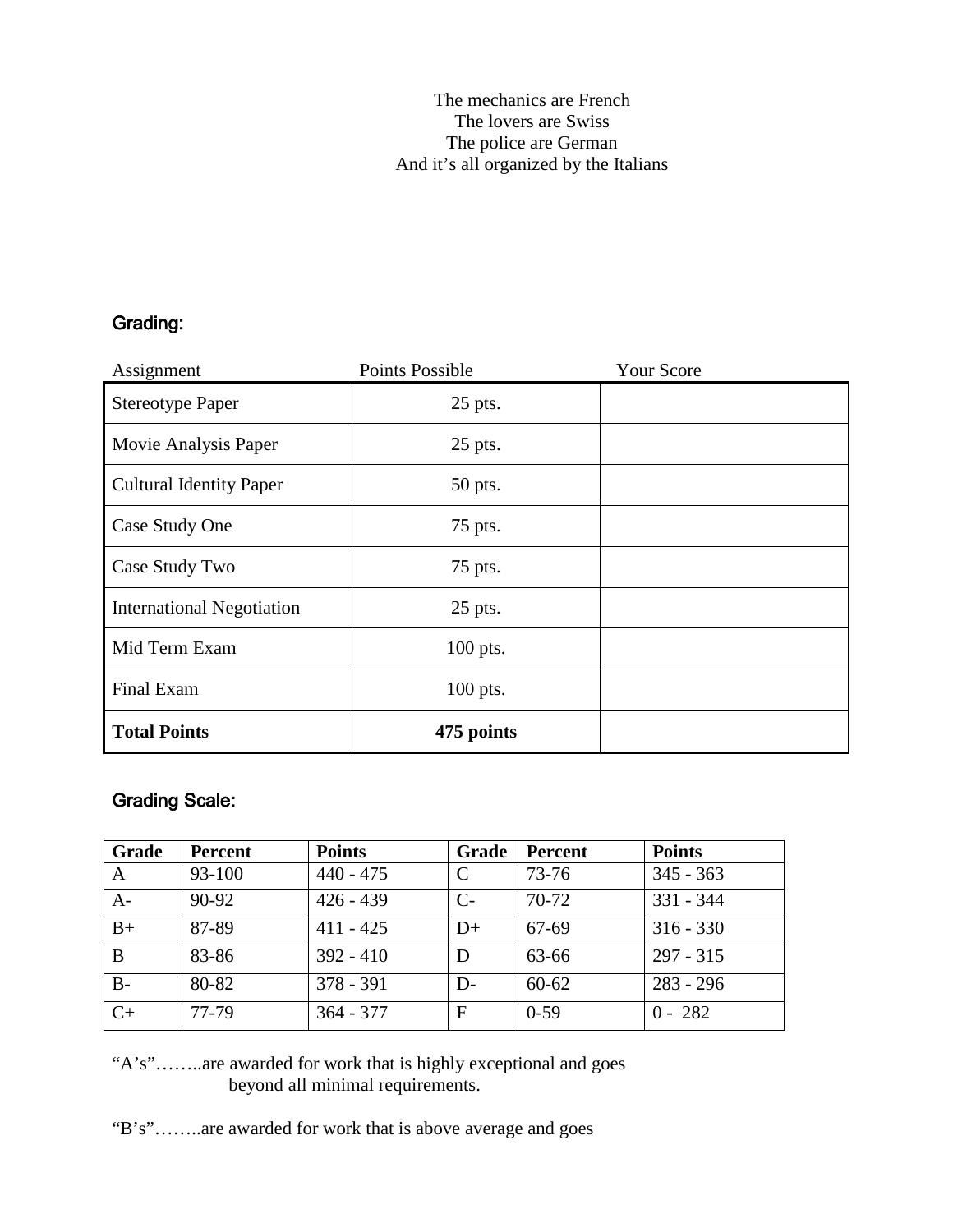The mechanics are French
The lovers are Swiss
The police are German
And it's all organized by the Italians

## Grading:

| Assignment | Points Possible | Your Score |
|---|---|---|
| Stereotype Paper | 25 pts. | |
| Movie Analysis Paper | 25 pts. | |
| Cultural Identity Paper | 50 pts. | |
| Case Study One | 75 pts. | |
| Case Study Two | 75 pts. | |
| International Negotiation | 25 pts. | |
| Mid Term Exam | 100 pts. | |
| Final Exam | 100 pts. | |
| **Total Points** | **475 points** | |

## Grading Scale:

| Grade | Percent | Points | Grade | Percent | Points |
|---|---|---|---|---|---|
| A | 93-100 | 440 - 475 | C | 73-76 | 345 - 363 |
| A- | 90-92 | 426 - 439 | C- | 70-72 | 331 - 344 |
| B+ | 87-89 | 411 - 425 | D+ | 67-69 | 316 - 330 |
| B | 83-86 | 392 - 410 | D | 63-66 | 297 - 315 |
| B- | 80-82 | 378 - 391 | D- | 60-62 | 283 - 296 |
| C+ | 77-79 | 364 - 377 | F | 0-59 | 0 - 282 |

"A's"……..are awarded for work that is highly exceptional and goes beyond all minimal requirements.

"B's"……..are awarded for work that is above average and goes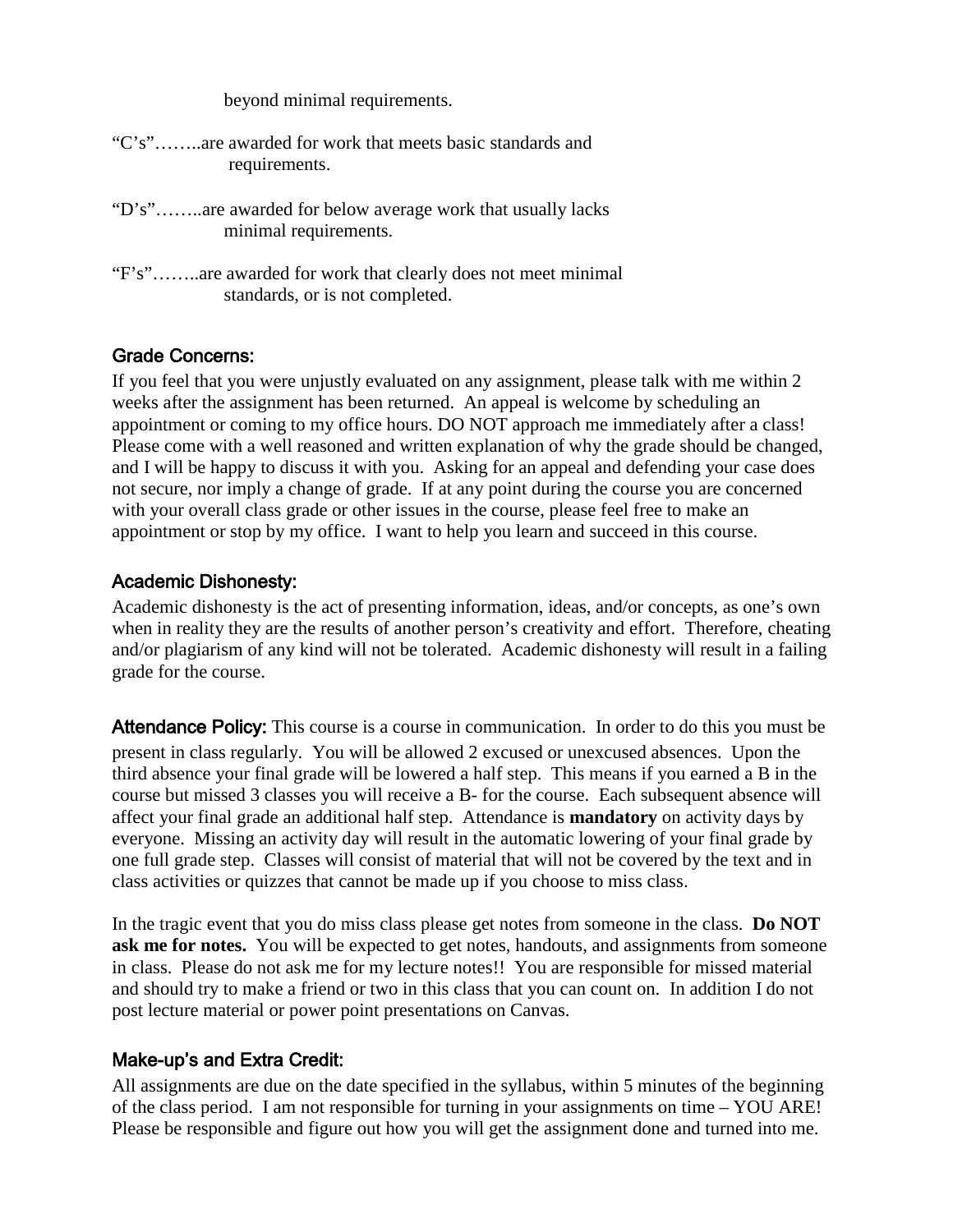beyond minimal requirements.

"C's"……..are awarded for work that meets basic standards and requirements.

"D's"……..are awarded for below average work that usually lacks minimal requirements.

"F's"……..are awarded for work that clearly does not meet minimal standards, or is not completed.

## Grade Concerns:

If you feel that you were unjustly evaluated on any assignment, please talk with me within 2 weeks after the assignment has been returned. An appeal is welcome by scheduling an appointment or coming to my office hours. DO NOT approach me immediately after a class! Please come with a well reasoned and written explanation of why the grade should be changed, and I will be happy to discuss it with you. Asking for an appeal and defending your case does not secure, nor imply a change of grade. If at any point during the course you are concerned with your overall class grade or other issues in the course, please feel free to make an appointment or stop by my office. I want to help you learn and succeed in this course.

## Academic Dishonesty:

Academic dishonesty is the act of presenting information, ideas, and/or concepts, as one's own when in reality they are the results of another person's creativity and effort. Therefore, cheating and/or plagiarism of any kind will not be tolerated. Academic dishonesty will result in a failing grade for the course.

**Attendance Policy:** This course is a course in communication. In order to do this you must be present in class regularly. You will be allowed 2 excused or unexcused absences. Upon the third absence your final grade will be lowered a half step. This means if you earned a B in the course but missed 3 classes you will receive a B- for the course. Each subsequent absence will affect your final grade an additional half step. Attendance is **mandatory** on activity days by everyone. Missing an activity day will result in the automatic lowering of your final grade by one full grade step. Classes will consist of material that will not be covered by the text and in class activities or quizzes that cannot be made up if you choose to miss class.

In the tragic event that you do miss class please get notes from someone in the class. **Do NOT ask me for notes.** You will be expected to get notes, handouts, and assignments from someone in class. Please do not ask me for my lecture notes!! You are responsible for missed material and should try to make a friend or two in this class that you can count on. In addition I do not post lecture material or power point presentations on Canvas.

## Make-up's and Extra Credit:

All assignments are due on the date specified in the syllabus, within 5 minutes of the beginning of the class period. I am not responsible for turning in your assignments on time – YOU ARE! Please be responsible and figure out how you will get the assignment done and turned into me.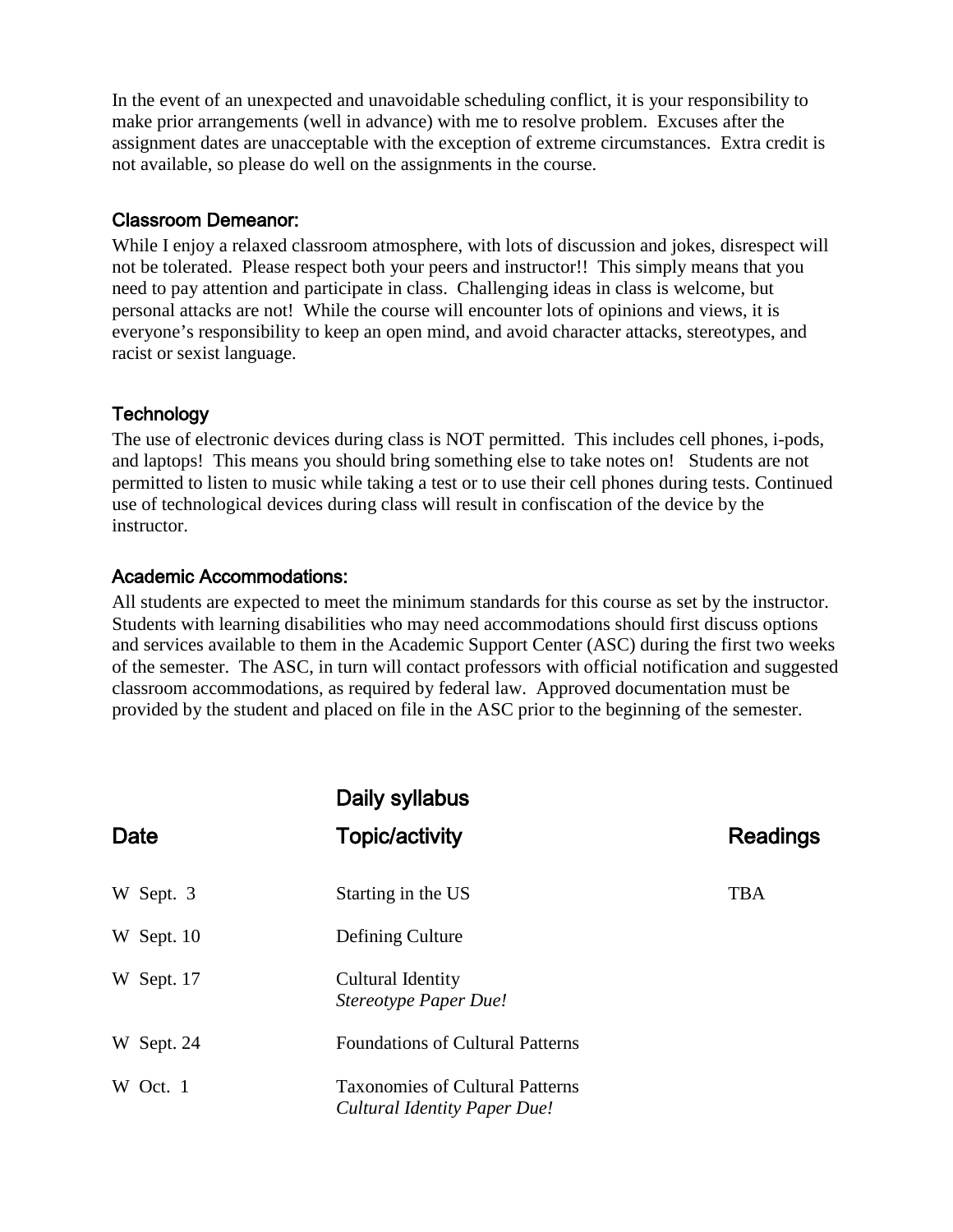In the event of an unexpected and unavoidable scheduling conflict, it is your responsibility to make prior arrangements (well in advance) with me to resolve problem. Excuses after the assignment dates are unacceptable with the exception of extreme circumstances. Extra credit is not available, so please do well on the assignments in the course.

### Classroom Demeanor:

While I enjoy a relaxed classroom atmosphere, with lots of discussion and jokes, disrespect will not be tolerated. Please respect both your peers and instructor!! This simply means that you need to pay attention and participate in class. Challenging ideas in class is welcome, but personal attacks are not! While the course will encounter lots of opinions and views, it is everyone's responsibility to keep an open mind, and avoid character attacks, stereotypes, and racist or sexist language.

### Technology

The use of electronic devices during class is NOT permitted. This includes cell phones, i-pods, and laptops! This means you should bring something else to take notes on! Students are not permitted to listen to music while taking a test or to use their cell phones during tests. Continued use of technological devices during class will result in confiscation of the device by the instructor.

### Academic Accommodations:

All students are expected to meet the minimum standards for this course as set by the instructor. Students with learning disabilities who may need accommodations should first discuss options and services available to them in the Academic Support Center (ASC) during the first two weeks of the semester. The ASC, in turn will contact professors with official notification and suggested classroom accommodations, as required by federal law. Approved documentation must be provided by the student and placed on file in the ASC prior to the beginning of the semester.

## Daily syllabus

| Date | Topic/activity | Readings |
| --- | --- | --- |
| W Sept. 3 | Starting in the US | TBA |
| W Sept. 10 | Defining Culture | |
| W Sept. 17 | Cultural Identity<br>*Stereotype Paper Due!* | |
| W Sept. 24 | Foundations of Cultural Patterns | |
| W Oct. 1 | Taxonomies of Cultural Patterns<br>*Cultural Identity Paper Due!* | |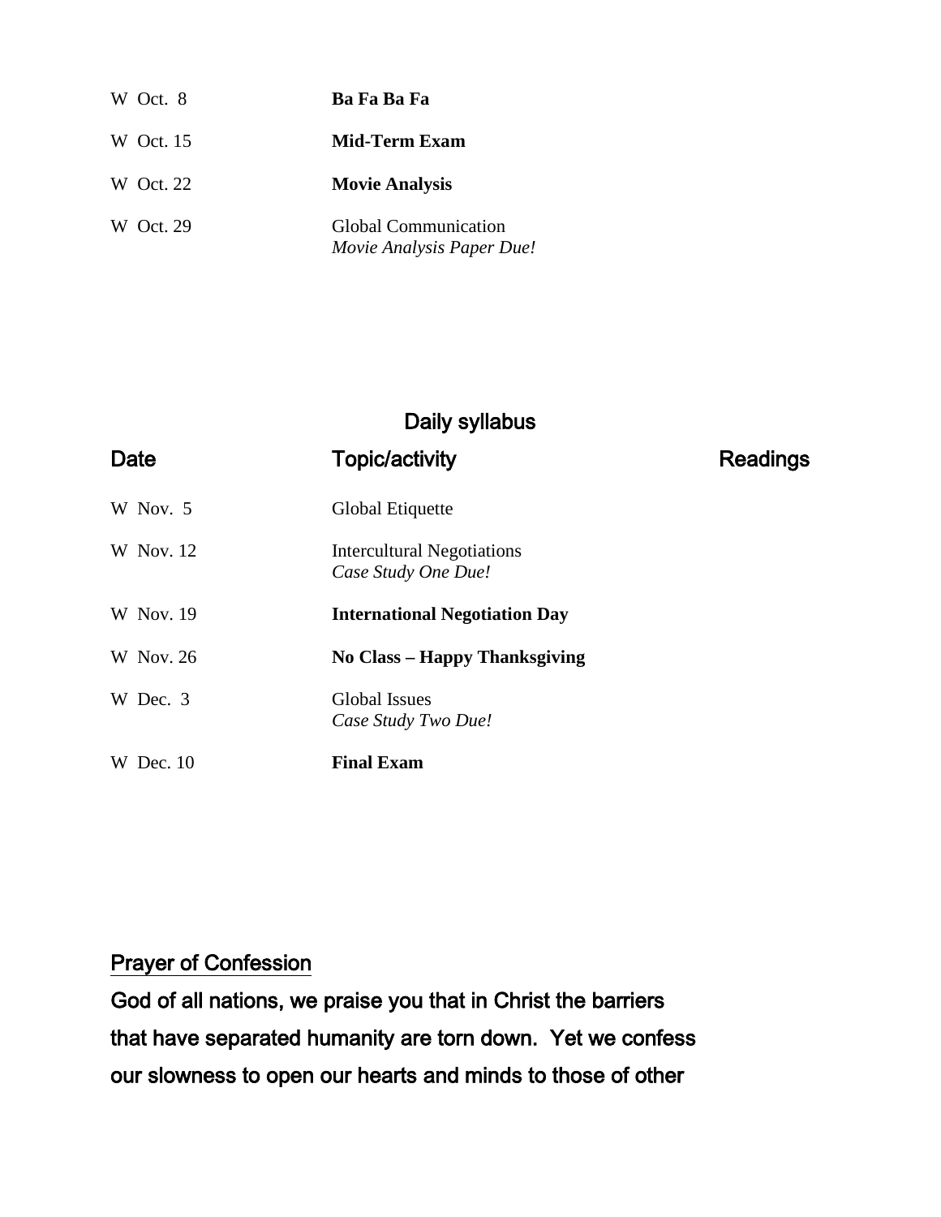| | | |
|---|---|---|
| W Oct. 8 | **Ba Fa Ba Fa** | |
| W Oct. 15 | **Mid-Term Exam** | |
| W Oct. 22 | **Movie Analysis** | |
| W Oct. 29 | Global Communication<br>*Movie Analysis Paper Due!* | |

## Daily syllabus

| Date | Topic/activity | Readings |
|---|---|---|
| W Nov. 5 | Global Etiquette | |
| W Nov. 12 | Intercultural Negotiations<br>*Case Study One Due!* | |
| W Nov. 19 | **International Negotiation Day** | |
| W Nov. 26 | **No Class – Happy Thanksgiving** | |
| W Dec. 3 | Global Issues<br>*Case Study Two Due!* | |
| W Dec. 10 | **Final Exam** | |

Prayer of Confession

**God of all nations, we praise you that in Christ the barriers that have separated humanity are torn down. Yet we confess our slowness to open our hearts and minds to those of other**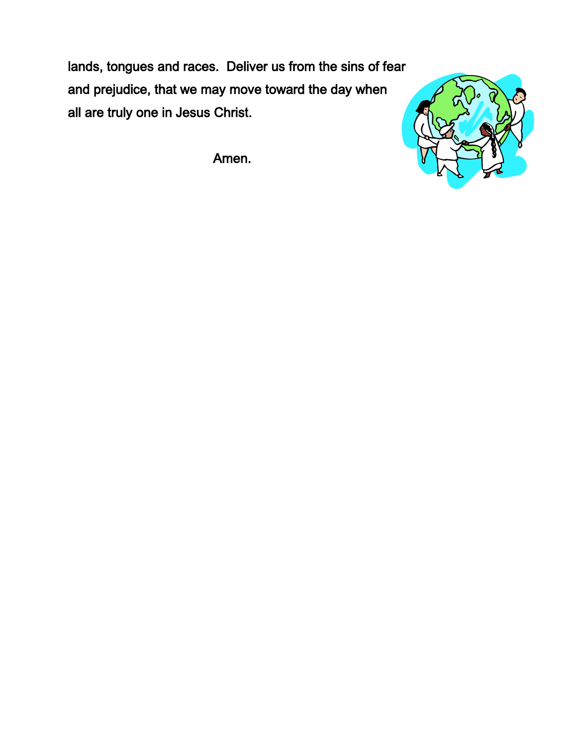lands, tongues and races. Deliver us from the sins of fear and prejudice, that we may move toward the day when all are truly one in Jesus Christ.

Amen.